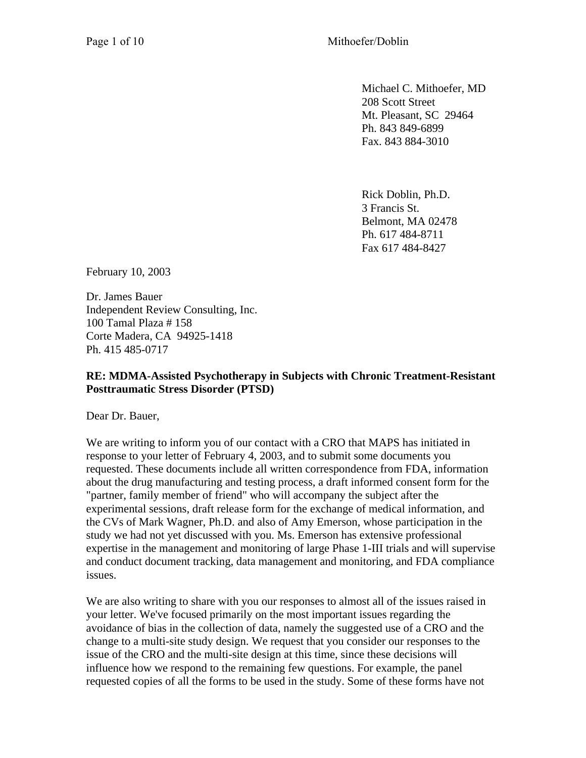Michael C. Mithoefer, MD
208 Scott Street
Mt. Pleasant, SC 29464
Ph. 843 849-6899
Fax. 843 884-3010

Rick Doblin, Ph.D.
3 Francis St.
Belmont, MA 02478
Ph. 617 484-8711
Fax 617 484-8427

February 10, 2003

Dr. James Bauer
Independent Review Consulting, Inc.
100 Tamal Plaza # 158
Corte Madera, CA 94925-1418
Ph. 415 485-0717

**RE: MDMA-Assisted Psychotherapy in Subjects with Chronic Treatment-Resistant Posttraumatic Stress Disorder (PTSD)**

Dear Dr. Bauer,

We are writing to inform you of our contact with a CRO that MAPS has initiated in response to your letter of February 4, 2003, and to submit some documents you requested. These documents include all written correspondence from FDA, information about the drug manufacturing and testing process, a draft informed consent form for the "partner, family member of friend" who will accompany the subject after the experimental sessions, draft release form for the exchange of medical information, and the CVs of Mark Wagner, Ph.D. and also of Amy Emerson, whose participation in the study we had not yet discussed with you. Ms. Emerson has extensive professional expertise in the management and monitoring of large Phase 1-III trials and will supervise and conduct document tracking, data management and monitoring, and FDA compliance issues.

We are also writing to share with you our responses to almost all of the issues raised in your letter. We've focused primarily on the most important issues regarding the avoidance of bias in the collection of data, namely the suggested use of a CRO and the change to a multi-site study design. We request that you consider our responses to the issue of the CRO and the multi-site design at this time, since these decisions will influence how we respond to the remaining few questions. For example, the panel requested copies of all the forms to be used in the study. Some of these forms have not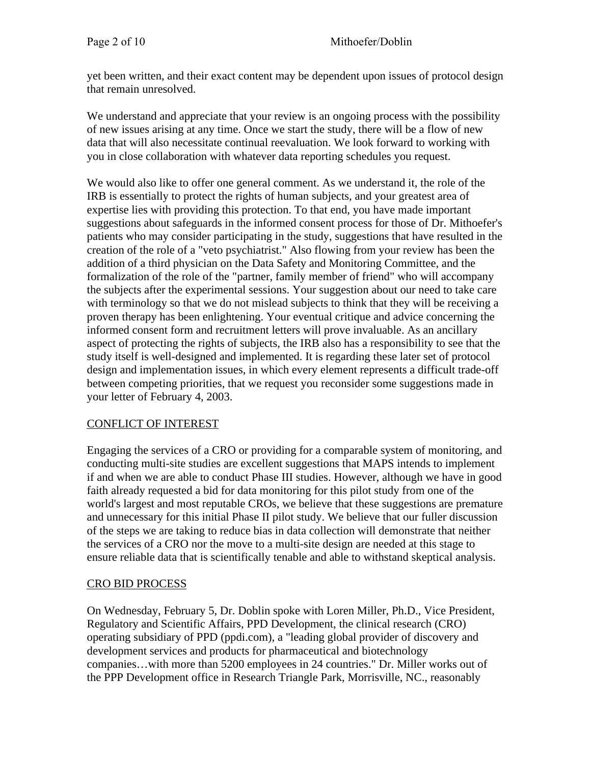yet been written, and their exact content may be dependent upon issues of protocol design that remain unresolved.

We understand and appreciate that your review is an ongoing process with the possibility of new issues arising at any time. Once we start the study, there will be a flow of new data that will also necessitate continual reevaluation. We look forward to working with you in close collaboration with whatever data reporting schedules you request.

We would also like to offer one general comment. As we understand it, the role of the IRB is essentially to protect the rights of human subjects, and your greatest area of expertise lies with providing this protection. To that end, you have made important suggestions about safeguards in the informed consent process for those of Dr. Mithoefer's patients who may consider participating in the study, suggestions that have resulted in the creation of the role of a "veto psychiatrist." Also flowing from your review has been the addition of a third physician on the Data Safety and Monitoring Committee, and the formalization of the role of the "partner, family member of friend" who will accompany the subjects after the experimental sessions. Your suggestion about our need to take care with terminology so that we do not mislead subjects to think that they will be receiving a proven therapy has been enlightening. Your eventual critique and advice concerning the informed consent form and recruitment letters will prove invaluable. As an ancillary aspect of protecting the rights of subjects, the IRB also has a responsibility to see that the study itself is well-designed and implemented. It is regarding these later set of protocol design and implementation issues, in which every element represents a difficult trade-off between competing priorities, that we request you reconsider some suggestions made in your letter of February 4, 2003.

## CONFLICT OF INTEREST

Engaging the services of a CRO or providing for a comparable system of monitoring, and conducting multi-site studies are excellent suggestions that MAPS intends to implement if and when we are able to conduct Phase III studies. However, although we have in good faith already requested a bid for data monitoring for this pilot study from one of the world's largest and most reputable CROs, we believe that these suggestions are premature and unnecessary for this initial Phase II pilot study. We believe that our fuller discussion of the steps we are taking to reduce bias in data collection will demonstrate that neither the services of a CRO nor the move to a multi-site design are needed at this stage to ensure reliable data that is scientifically tenable and able to withstand skeptical analysis.

## CRO BID PROCESS

On Wednesday, February 5, Dr. Doblin spoke with Loren Miller, Ph.D., Vice President, Regulatory and Scientific Affairs, PPD Development, the clinical research (CRO) operating subsidiary of PPD (ppdi.com), a "leading global provider of discovery and development services and products for pharmaceutical and biotechnology companies…with more than 5200 employees in 24 countries." Dr. Miller works out of the PPP Development office in Research Triangle Park, Morrisville, NC., reasonably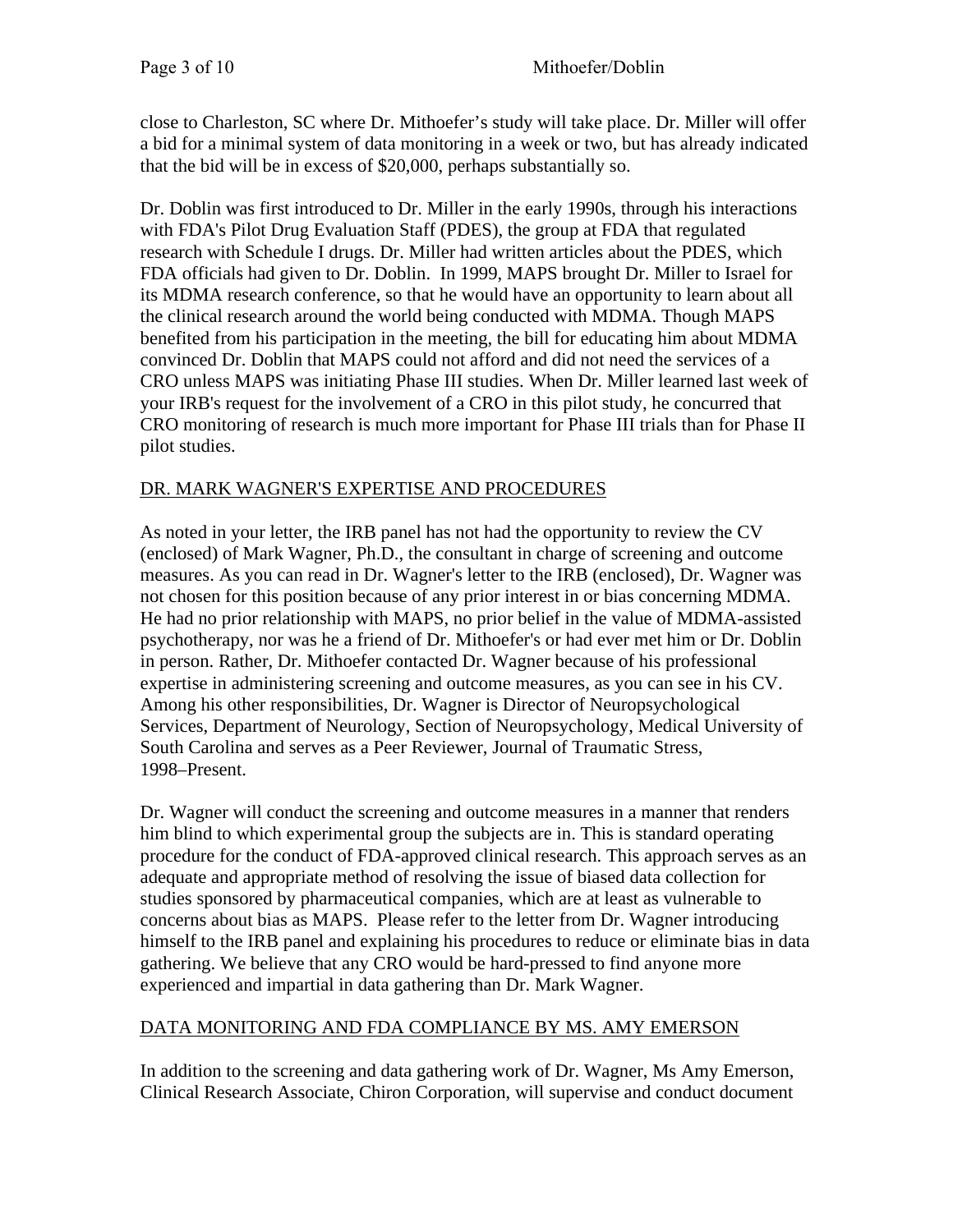close to Charleston, SC where Dr. Mithoefer's study will take place. Dr. Miller will offer a bid for a minimal system of data monitoring in a week or two, but has already indicated that the bid will be in excess of $20,000, perhaps substantially so.

Dr. Doblin was first introduced to Dr. Miller in the early 1990s, through his interactions with FDA's Pilot Drug Evaluation Staff (PDES), the group at FDA that regulated research with Schedule I drugs. Dr. Miller had written articles about the PDES, which FDA officials had given to Dr. Doblin. In 1999, MAPS brought Dr. Miller to Israel for its MDMA research conference, so that he would have an opportunity to learn about all the clinical research around the world being conducted with MDMA. Though MAPS benefited from his participation in the meeting, the bill for educating him about MDMA convinced Dr. Doblin that MAPS could not afford and did not need the services of a CRO unless MAPS was initiating Phase III studies. When Dr. Miller learned last week of your IRB's request for the involvement of a CRO in this pilot study, he concurred that CRO monitoring of research is much more important for Phase III trials than for Phase II pilot studies.

<u>DR. MARK WAGNER'S EXPERTISE AND PROCEDURES</u>

As noted in your letter, the IRB panel has not had the opportunity to review the CV (enclosed) of Mark Wagner, Ph.D., the consultant in charge of screening and outcome measures. As you can read in Dr. Wagner's letter to the IRB (enclosed), Dr. Wagner was not chosen for this position because of any prior interest in or bias concerning MDMA. He had no prior relationship with MAPS, no prior belief in the value of MDMA-assisted psychotherapy, nor was he a friend of Dr. Mithoefer's or had ever met him or Dr. Doblin in person. Rather, Dr. Mithoefer contacted Dr. Wagner because of his professional expertise in administering screening and outcome measures, as you can see in his CV. Among his other responsibilities, Dr. Wagner is Director of Neuropsychological Services, Department of Neurology, Section of Neuropsychology, Medical University of South Carolina and serves as a Peer Reviewer, Journal of Traumatic Stress, 1998–Present.

Dr. Wagner will conduct the screening and outcome measures in a manner that renders him blind to which experimental group the subjects are in. This is standard operating procedure for the conduct of FDA-approved clinical research. This approach serves as an adequate and appropriate method of resolving the issue of biased data collection for studies sponsored by pharmaceutical companies, which are at least as vulnerable to concerns about bias as MAPS. Please refer to the letter from Dr. Wagner introducing himself to the IRB panel and explaining his procedures to reduce or eliminate bias in data gathering. We believe that any CRO would be hard-pressed to find anyone more experienced and impartial in data gathering than Dr. Mark Wagner.

<u>DATA MONITORING AND FDA COMPLIANCE BY MS. AMY EMERSON</u>

In addition to the screening and data gathering work of Dr. Wagner, Ms Amy Emerson, Clinical Research Associate, Chiron Corporation, will supervise and conduct document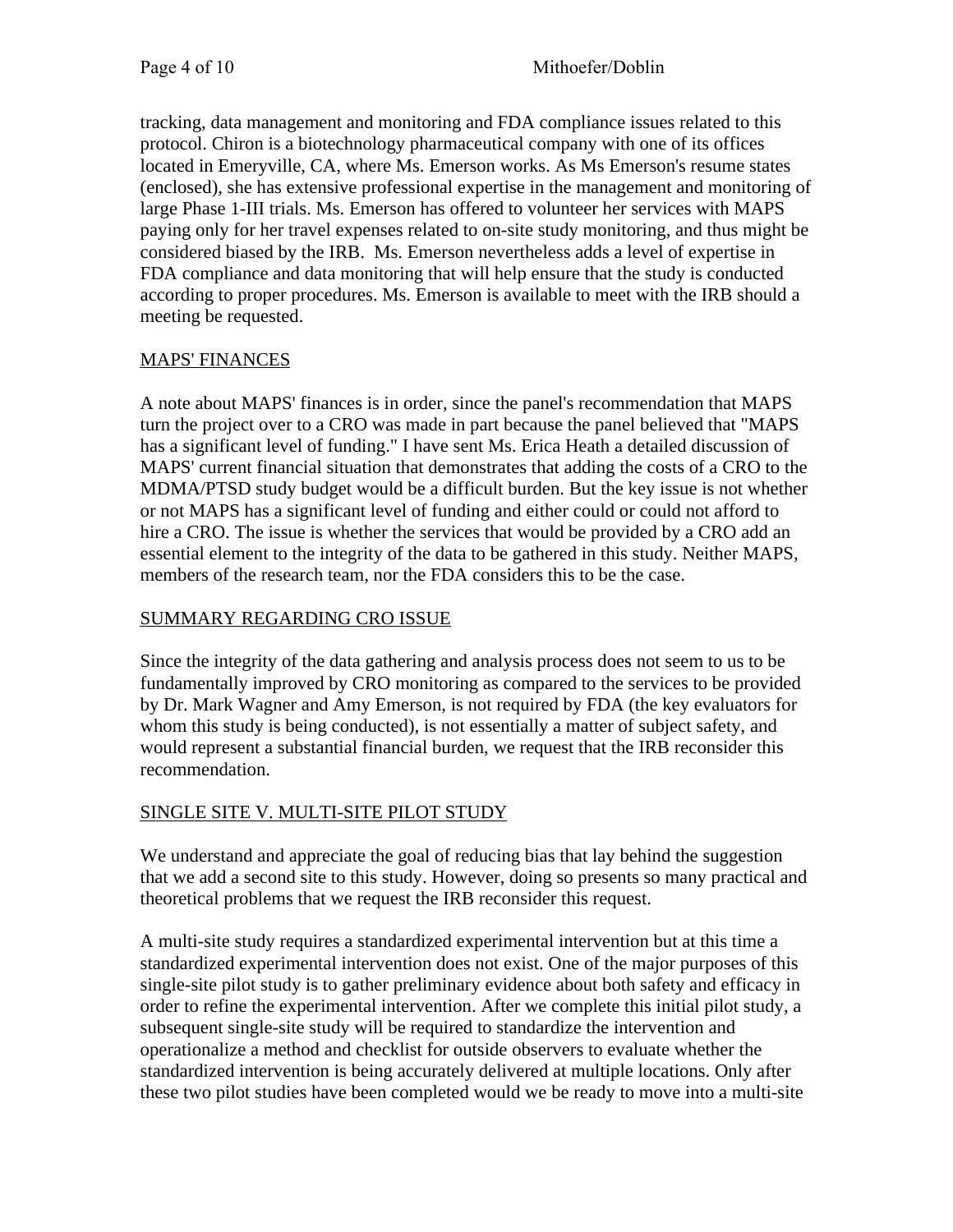tracking, data management and monitoring and FDA compliance issues related to this protocol. Chiron is a biotechnology pharmaceutical company with one of its offices located in Emeryville, CA, where Ms. Emerson works. As Ms Emerson's resume states (enclosed), she has extensive professional expertise in the management and monitoring of large Phase 1-III trials. Ms. Emerson has offered to volunteer her services with MAPS paying only for her travel expenses related to on-site study monitoring, and thus might be considered biased by the IRB. Ms. Emerson nevertheless adds a level of expertise in FDA compliance and data monitoring that will help ensure that the study is conducted according to proper procedures. Ms. Emerson is available to meet with the IRB should a meeting be requested.

<u>MAPS' FINANCES</u>

A note about MAPS' finances is in order, since the panel's recommendation that MAPS turn the project over to a CRO was made in part because the panel believed that "MAPS has a significant level of funding." I have sent Ms. Erica Heath a detailed discussion of MAPS' current financial situation that demonstrates that adding the costs of a CRO to the MDMA/PTSD study budget would be a difficult burden. But the key issue is not whether or not MAPS has a significant level of funding and either could or could not afford to hire a CRO. The issue is whether the services that would be provided by a CRO add an essential element to the integrity of the data to be gathered in this study. Neither MAPS, members of the research team, nor the FDA considers this to be the case.

<u>SUMMARY REGARDING CRO ISSUE</u>

Since the integrity of the data gathering and analysis process does not seem to us to be fundamentally improved by CRO monitoring as compared to the services to be provided by Dr. Mark Wagner and Amy Emerson, is not required by FDA (the key evaluators for whom this study is being conducted), is not essentially a matter of subject safety, and would represent a substantial financial burden, we request that the IRB reconsider this recommendation.

<u>SINGLE SITE V. MULTI-SITE PILOT STUDY</u>

We understand and appreciate the goal of reducing bias that lay behind the suggestion that we add a second site to this study. However, doing so presents so many practical and theoretical problems that we request the IRB reconsider this request.

A multi-site study requires a standardized experimental intervention but at this time a standardized experimental intervention does not exist. One of the major purposes of this single-site pilot study is to gather preliminary evidence about both safety and efficacy in order to refine the experimental intervention. After we complete this initial pilot study, a subsequent single-site study will be required to standardize the intervention and operationalize a method and checklist for outside observers to evaluate whether the standardized intervention is being accurately delivered at multiple locations. Only after these two pilot studies have been completed would we be ready to move into a multi-site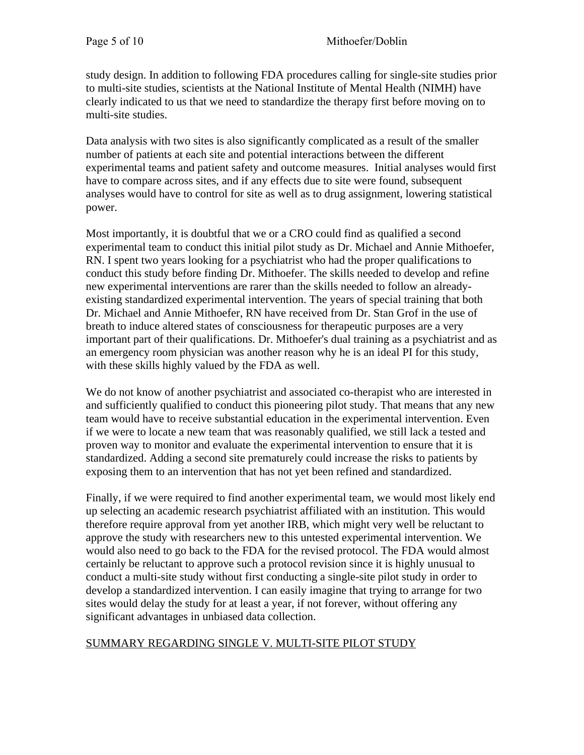study design. In addition to following FDA procedures calling for single-site studies prior to multi-site studies, scientists at the National Institute of Mental Health (NIMH) have clearly indicated to us that we need to standardize the therapy first before moving on to multi-site studies.

Data analysis with two sites is also significantly complicated as a result of the smaller number of patients at each site and potential interactions between the different experimental teams and patient safety and outcome measures. Initial analyses would first have to compare across sites, and if any effects due to site were found, subsequent analyses would have to control for site as well as to drug assignment, lowering statistical power.

Most importantly, it is doubtful that we or a CRO could find as qualified a second experimental team to conduct this initial pilot study as Dr. Michael and Annie Mithoefer, RN. I spent two years looking for a psychiatrist who had the proper qualifications to conduct this study before finding Dr. Mithoefer. The skills needed to develop and refine new experimental interventions are rarer than the skills needed to follow an already-existing standardized experimental intervention. The years of special training that both Dr. Michael and Annie Mithoefer, RN have received from Dr. Stan Grof in the use of breath to induce altered states of consciousness for therapeutic purposes are a very important part of their qualifications. Dr. Mithoefer's dual training as a psychiatrist and as an emergency room physician was another reason why he is an ideal PI for this study, with these skills highly valued by the FDA as well.

We do not know of another psychiatrist and associated co-therapist who are interested in and sufficiently qualified to conduct this pioneering pilot study. That means that any new team would have to receive substantial education in the experimental intervention. Even if we were to locate a new team that was reasonably qualified, we still lack a tested and proven way to monitor and evaluate the experimental intervention to ensure that it is standardized. Adding a second site prematurely could increase the risks to patients by exposing them to an intervention that has not yet been refined and standardized.

Finally, if we were required to find another experimental team, we would most likely end up selecting an academic research psychiatrist affiliated with an institution. This would therefore require approval from yet another IRB, which might very well be reluctant to approve the study with researchers new to this untested experimental intervention. We would also need to go back to the FDA for the revised protocol. The FDA would almost certainly be reluctant to approve such a protocol revision since it is highly unusual to conduct a multi-site study without first conducting a single-site pilot study in order to develop a standardized intervention. I can easily imagine that trying to arrange for two sites would delay the study for at least a year, if not forever, without offering any significant advantages in unbiased data collection.

## SUMMARY REGARDING SINGLE V. MULTI-SITE PILOT STUDY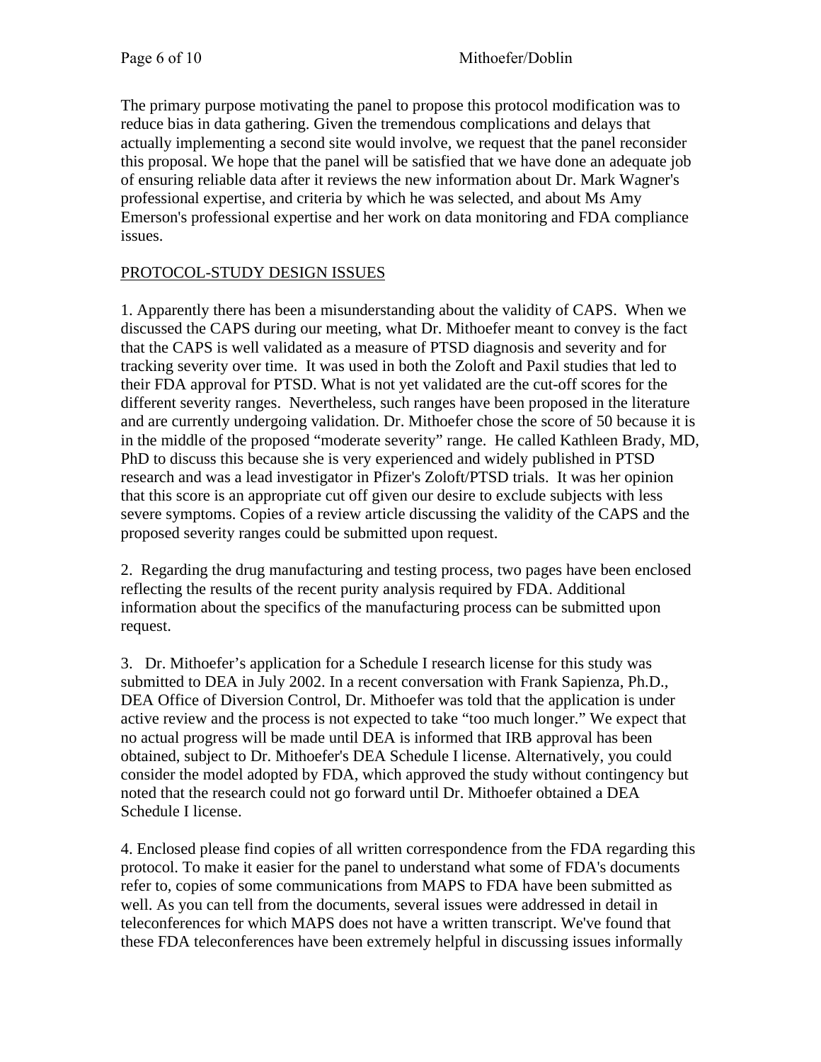The primary purpose motivating the panel to propose this protocol modification was to reduce bias in data gathering. Given the tremendous complications and delays that actually implementing a second site would involve, we request that the panel reconsider this proposal. We hope that the panel will be satisfied that we have done an adequate job of ensuring reliable data after it reviews the new information about Dr. Mark Wagner's professional expertise, and criteria by which he was selected, and about Ms Amy Emerson's professional expertise and her work on data monitoring and FDA compliance issues.

<u>PROTOCOL-STUDY DESIGN ISSUES</u>

1. Apparently there has been a misunderstanding about the validity of CAPS. When we discussed the CAPS during our meeting, what Dr. Mithoefer meant to convey is the fact that the CAPS is well validated as a measure of PTSD diagnosis and severity and for tracking severity over time. It was used in both the Zoloft and Paxil studies that led to their FDA approval for PTSD. What is not yet validated are the cut-off scores for the different severity ranges. Nevertheless, such ranges have been proposed in the literature and are currently undergoing validation. Dr. Mithoefer chose the score of 50 because it is in the middle of the proposed "moderate severity" range. He called Kathleen Brady, MD, PhD to discuss this because she is very experienced and widely published in PTSD research and was a lead investigator in Pfizer's Zoloft/PTSD trials. It was her opinion that this score is an appropriate cut off given our desire to exclude subjects with less severe symptoms. Copies of a review article discussing the validity of the CAPS and the proposed severity ranges could be submitted upon request.

2. Regarding the drug manufacturing and testing process, two pages have been enclosed reflecting the results of the recent purity analysis required by FDA. Additional information about the specifics of the manufacturing process can be submitted upon request.

3. Dr. Mithoefer's application for a Schedule I research license for this study was submitted to DEA in July 2002. In a recent conversation with Frank Sapienza, Ph.D., DEA Office of Diversion Control, Dr. Mithoefer was told that the application is under active review and the process is not expected to take "too much longer." We expect that no actual progress will be made until DEA is informed that IRB approval has been obtained, subject to Dr. Mithoefer's DEA Schedule I license. Alternatively, you could consider the model adopted by FDA, which approved the study without contingency but noted that the research could not go forward until Dr. Mithoefer obtained a DEA Schedule I license.

4. Enclosed please find copies of all written correspondence from the FDA regarding this protocol. To make it easier for the panel to understand what some of FDA's documents refer to, copies of some communications from MAPS to FDA have been submitted as well. As you can tell from the documents, several issues were addressed in detail in teleconferences for which MAPS does not have a written transcript. We've found that these FDA teleconferences have been extremely helpful in discussing issues informally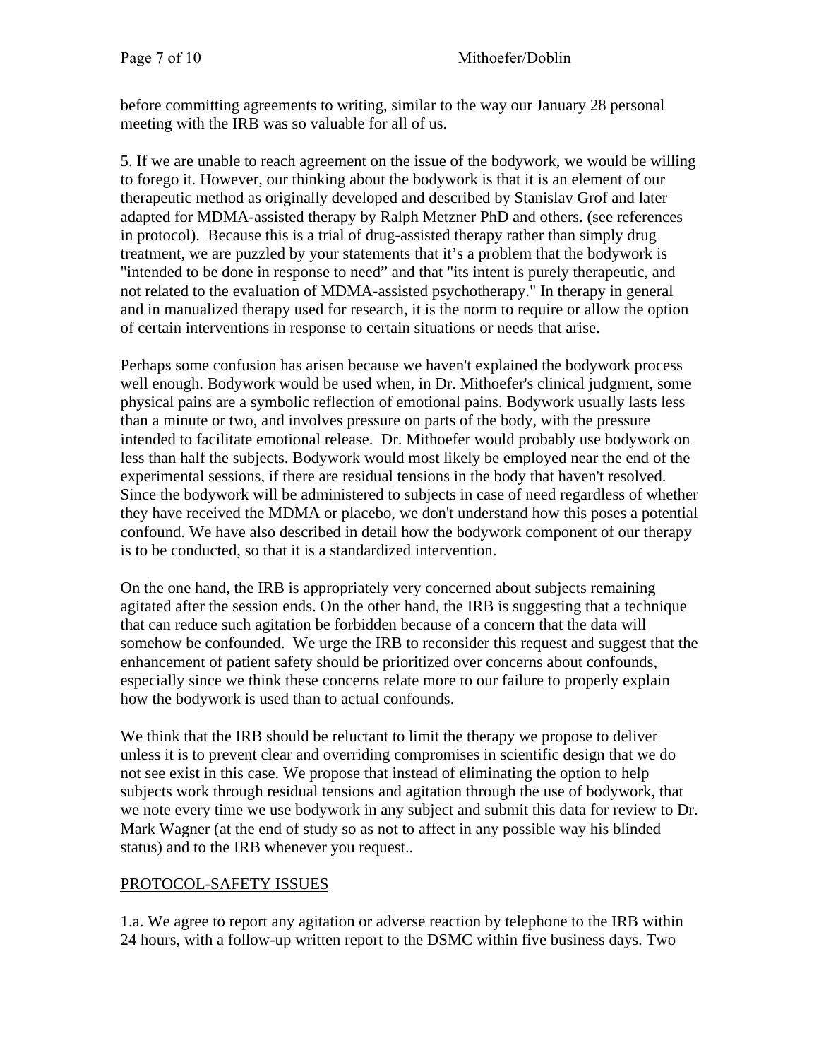before committing agreements to writing, similar to the way our January 28 personal meeting with the IRB was so valuable for all of us.

5. If we are unable to reach agreement on the issue of the bodywork, we would be willing to forego it. However, our thinking about the bodywork is that it is an element of our therapeutic method as originally developed and described by Stanislav Grof and later adapted for MDMA-assisted therapy by Ralph Metzner PhD and others. (see references in protocol). Because this is a trial of drug-assisted therapy rather than simply drug treatment, we are puzzled by your statements that it's a problem that the bodywork is "intended to be done in response to need" and that "its intent is purely therapeutic, and not related to the evaluation of MDMA-assisted psychotherapy." In therapy in general and in manualized therapy used for research, it is the norm to require or allow the option of certain interventions in response to certain situations or needs that arise.

Perhaps some confusion has arisen because we haven't explained the bodywork process well enough. Bodywork would be used when, in Dr. Mithoefer's clinical judgment, some physical pains are a symbolic reflection of emotional pains. Bodywork usually lasts less than a minute or two, and involves pressure on parts of the body, with the pressure intended to facilitate emotional release. Dr. Mithoefer would probably use bodywork on less than half the subjects. Bodywork would most likely be employed near the end of the experimental sessions, if there are residual tensions in the body that haven't resolved. Since the bodywork will be administered to subjects in case of need regardless of whether they have received the MDMA or placebo, we don't understand how this poses a potential confound. We have also described in detail how the bodywork component of our therapy is to be conducted, so that it is a standardized intervention.

On the one hand, the IRB is appropriately very concerned about subjects remaining agitated after the session ends. On the other hand, the IRB is suggesting that a technique that can reduce such agitation be forbidden because of a concern that the data will somehow be confounded. We urge the IRB to reconsider this request and suggest that the enhancement of patient safety should be prioritized over concerns about confounds, especially since we think these concerns relate more to our failure to properly explain how the bodywork is used than to actual confounds.

We think that the IRB should be reluctant to limit the therapy we propose to deliver unless it is to prevent clear and overriding compromises in scientific design that we do not see exist in this case. We propose that instead of eliminating the option to help subjects work through residual tensions and agitation through the use of bodywork, that we note every time we use bodywork in any subject and submit this data for review to Dr. Mark Wagner (at the end of study so as not to affect in any possible way his blinded status) and to the IRB whenever you request..

<u>PROTOCOL-SAFETY ISSUES</u>

1.a. We agree to report any agitation or adverse reaction by telephone to the IRB within 24 hours, with a follow-up written report to the DSMC within five business days. Two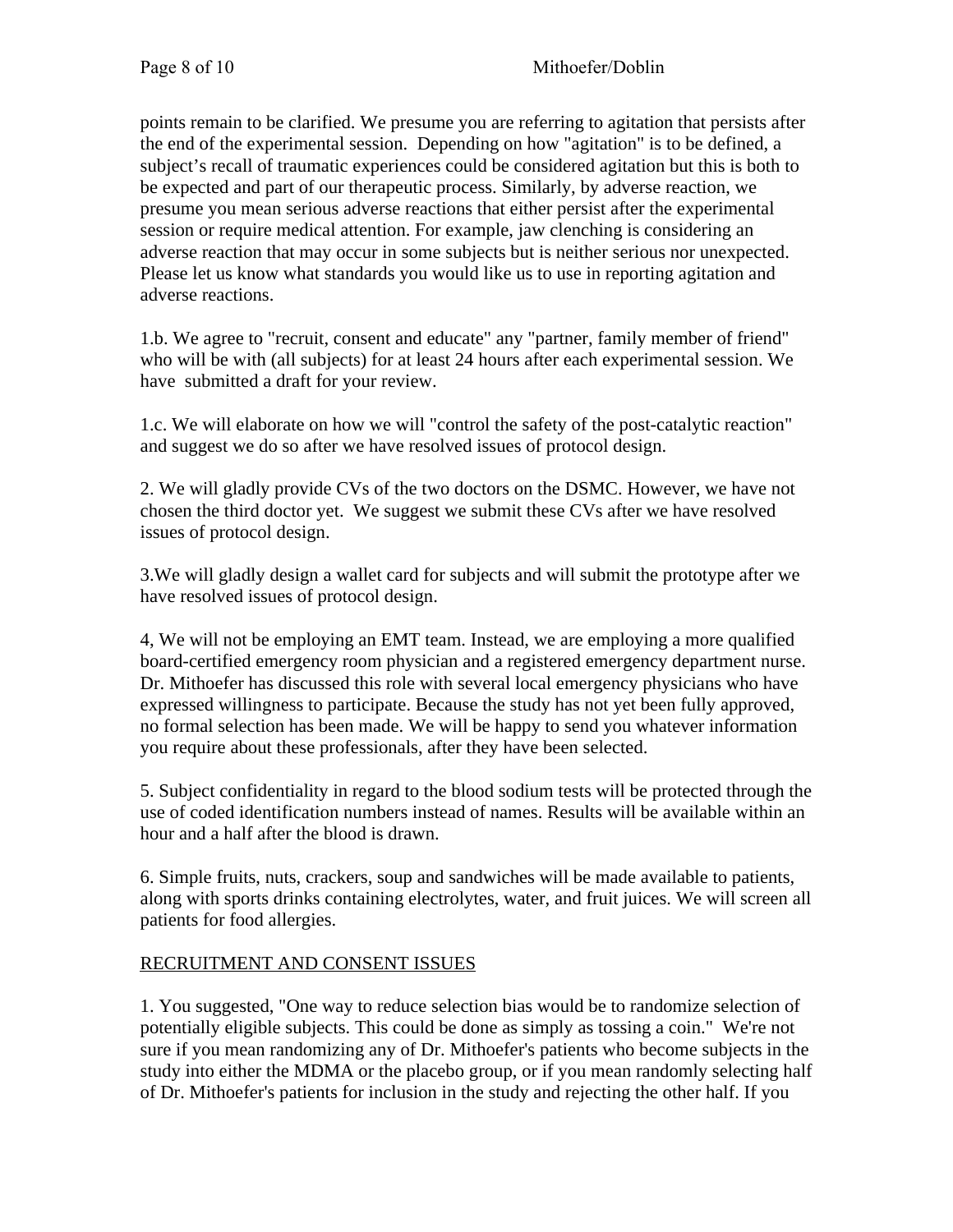points remain to be clarified. We presume you are referring to agitation that persists after the end of the experimental session. Depending on how "agitation" is to be defined, a subject's recall of traumatic experiences could be considered agitation but this is both to be expected and part of our therapeutic process. Similarly, by adverse reaction, we presume you mean serious adverse reactions that either persist after the experimental session or require medical attention. For example, jaw clenching is considering an adverse reaction that may occur in some subjects but is neither serious nor unexpected. Please let us know what standards you would like us to use in reporting agitation and adverse reactions.

1.b. We agree to "recruit, consent and educate" any "partner, family member of friend" who will be with (all subjects) for at least 24 hours after each experimental session. We have submitted a draft for your review.

1.c. We will elaborate on how we will "control the safety of the post-catalytic reaction" and suggest we do so after we have resolved issues of protocol design.

2. We will gladly provide CVs of the two doctors on the DSMC. However, we have not chosen the third doctor yet. We suggest we submit these CVs after we have resolved issues of protocol design.

3.We will gladly design a wallet card for subjects and will submit the prototype after we have resolved issues of protocol design.

4, We will not be employing an EMT team. Instead, we are employing a more qualified board-certified emergency room physician and a registered emergency department nurse. Dr. Mithoefer has discussed this role with several local emergency physicians who have expressed willingness to participate. Because the study has not yet been fully approved, no formal selection has been made. We will be happy to send you whatever information you require about these professionals, after they have been selected.

5. Subject confidentiality in regard to the blood sodium tests will be protected through the use of coded identification numbers instead of names. Results will be available within an hour and a half after the blood is drawn.

6. Simple fruits, nuts, crackers, soup and sandwiches will be made available to patients, along with sports drinks containing electrolytes, water, and fruit juices. We will screen all patients for food allergies.

## RECRUITMENT AND CONSENT ISSUES

1. You suggested, "One way to reduce selection bias would be to randomize selection of potentially eligible subjects. This could be done as simply as tossing a coin." We're not sure if you mean randomizing any of Dr. Mithoefer's patients who become subjects in the study into either the MDMA or the placebo group, or if you mean randomly selecting half of Dr. Mithoefer's patients for inclusion in the study and rejecting the other half. If you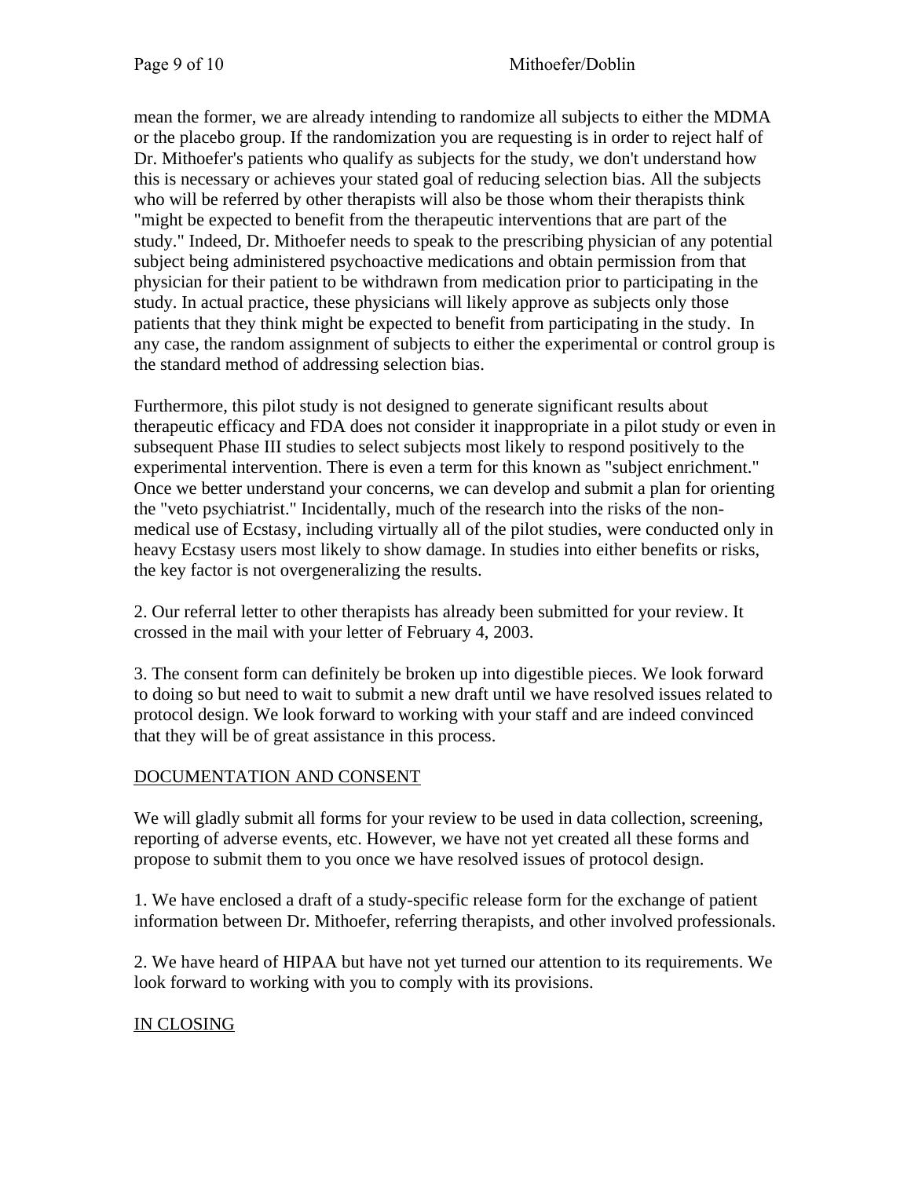mean the former, we are already intending to randomize all subjects to either the MDMA or the placebo group. If the randomization you are requesting is in order to reject half of Dr. Mithoefer's patients who qualify as subjects for the study, we don't understand how this is necessary or achieves your stated goal of reducing selection bias. All the subjects who will be referred by other therapists will also be those whom their therapists think "might be expected to benefit from the therapeutic interventions that are part of the study." Indeed, Dr. Mithoefer needs to speak to the prescribing physician of any potential subject being administered psychoactive medications and obtain permission from that physician for their patient to be withdrawn from medication prior to participating in the study. In actual practice, these physicians will likely approve as subjects only those patients that they think might be expected to benefit from participating in the study. In any case, the random assignment of subjects to either the experimental or control group is the standard method of addressing selection bias.

Furthermore, this pilot study is not designed to generate significant results about therapeutic efficacy and FDA does not consider it inappropriate in a pilot study or even in subsequent Phase III studies to select subjects most likely to respond positively to the experimental intervention. There is even a term for this known as "subject enrichment." Once we better understand your concerns, we can develop and submit a plan for orienting the "veto psychiatrist." Incidentally, much of the research into the risks of the non-medical use of Ecstasy, including virtually all of the pilot studies, were conducted only in heavy Ecstasy users most likely to show damage. In studies into either benefits or risks, the key factor is not overgeneralizing the results.

2. Our referral letter to other therapists has already been submitted for your review. It crossed in the mail with your letter of February 4, 2003.

3. The consent form can definitely be broken up into digestible pieces. We look forward to doing so but need to wait to submit a new draft until we have resolved issues related to protocol design. We look forward to working with your staff and are indeed convinced that they will be of great assistance in this process.

## DOCUMENTATION AND CONSENT

We will gladly submit all forms for your review to be used in data collection, screening, reporting of adverse events, etc. However, we have not yet created all these forms and propose to submit them to you once we have resolved issues of protocol design.

1. We have enclosed a draft of a study-specific release form for the exchange of patient information between Dr. Mithoefer, referring therapists, and other involved professionals.

2. We have heard of HIPAA but have not yet turned our attention to its requirements. We look forward to working with you to comply with its provisions.

## IN CLOSING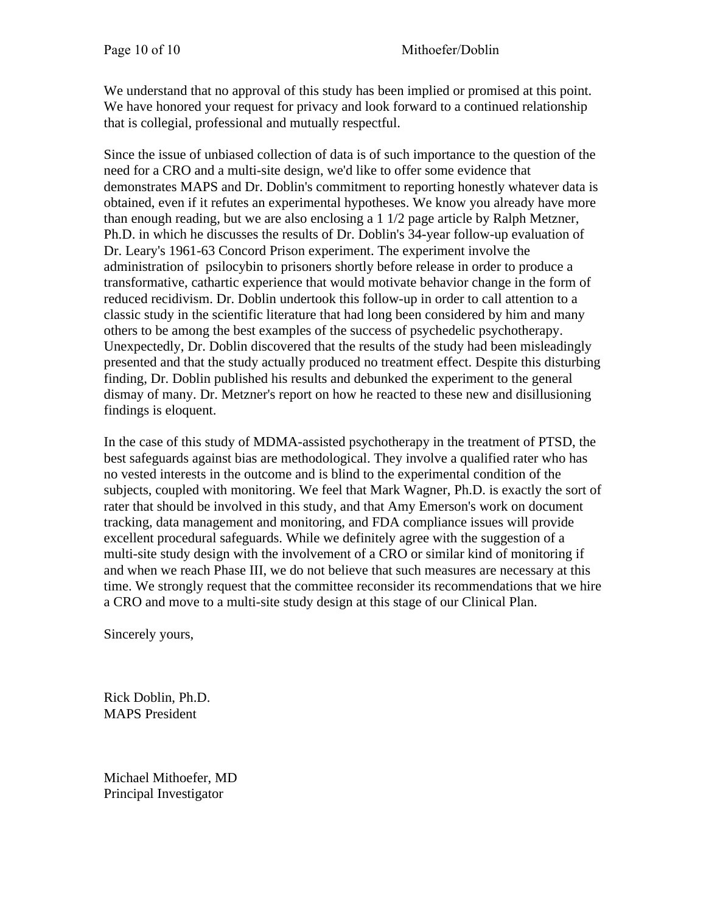We understand that no approval of this study has been implied or promised at this point. We have honored your request for privacy and look forward to a continued relationship that is collegial, professional and mutually respectful.

Since the issue of unbiased collection of data is of such importance to the question of the need for a CRO and a multi-site design, we'd like to offer some evidence that demonstrates MAPS and Dr. Doblin's commitment to reporting honestly whatever data is obtained, even if it refutes an experimental hypotheses. We know you already have more than enough reading, but we are also enclosing a 1 1/2 page article by Ralph Metzner, Ph.D. in which he discusses the results of Dr. Doblin's 34-year follow-up evaluation of Dr. Leary's 1961-63 Concord Prison experiment. The experiment involve the administration of psilocybin to prisoners shortly before release in order to produce a transformative, cathartic experience that would motivate behavior change in the form of reduced recidivism. Dr. Doblin undertook this follow-up in order to call attention to a classic study in the scientific literature that had long been considered by him and many others to be among the best examples of the success of psychedelic psychotherapy. Unexpectedly, Dr. Doblin discovered that the results of the study had been misleadingly presented and that the study actually produced no treatment effect. Despite this disturbing finding, Dr. Doblin published his results and debunked the experiment to the general dismay of many. Dr. Metzner's report on how he reacted to these new and disillusioning findings is eloquent.

In the case of this study of MDMA-assisted psychotherapy in the treatment of PTSD, the best safeguards against bias are methodological. They involve a qualified rater who has no vested interests in the outcome and is blind to the experimental condition of the subjects, coupled with monitoring. We feel that Mark Wagner, Ph.D. is exactly the sort of rater that should be involved in this study, and that Amy Emerson's work on document tracking, data management and monitoring, and FDA compliance issues will provide excellent procedural safeguards. While we definitely agree with the suggestion of a multi-site study design with the involvement of a CRO or similar kind of monitoring if and when we reach Phase III, we do not believe that such measures are necessary at this time. We strongly request that the committee reconsider its recommendations that we hire a CRO and move to a multi-site study design at this stage of our Clinical Plan.

Sincerely yours,

Rick Doblin, Ph.D.
MAPS President

Michael Mithoefer, MD
Principal Investigator